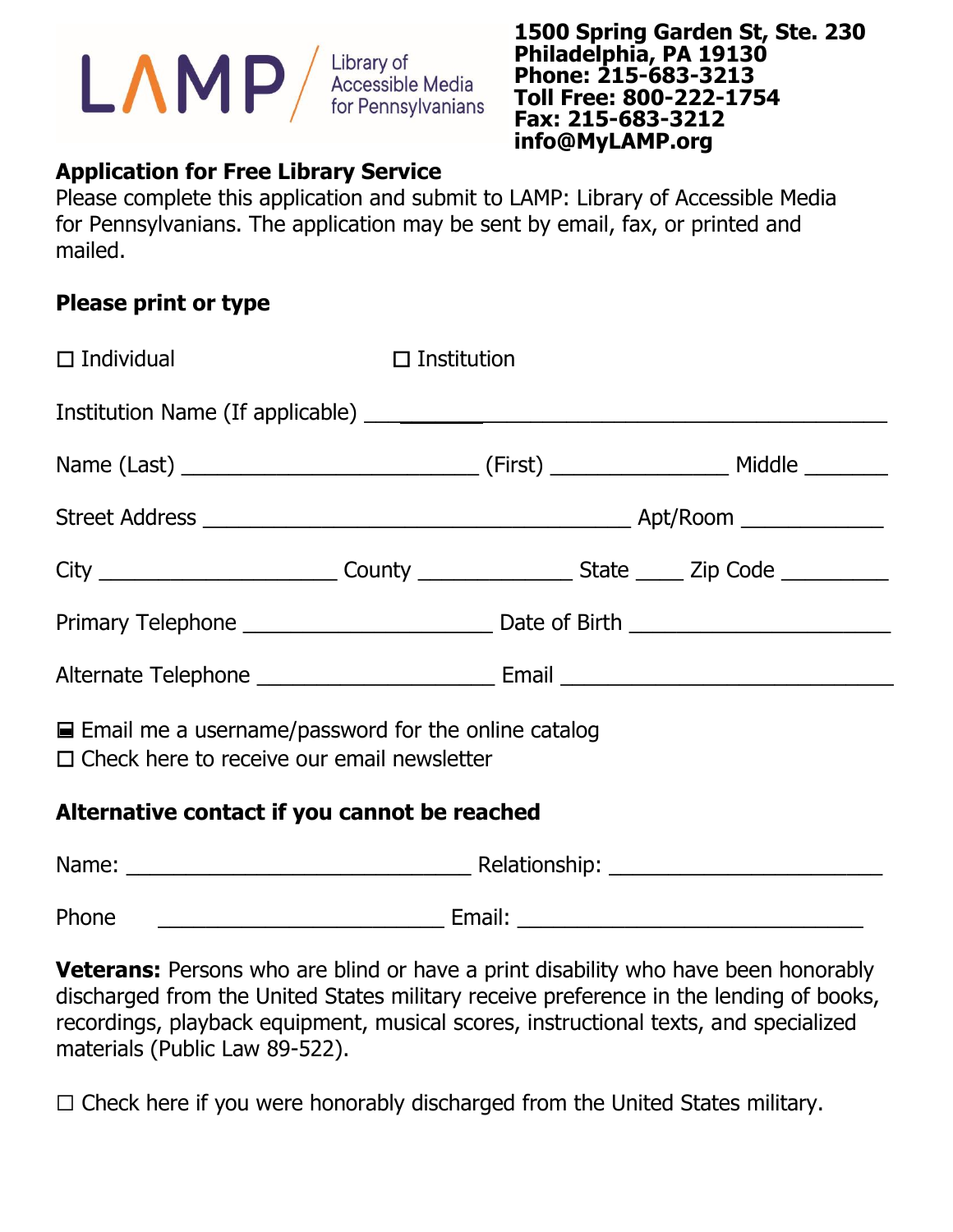LAMP Library of Accessible Media for Pennsylvanians

**1500 Spring Garden St, Ste. 230**
**Philadelphia, PA 19130**
**Phone: 215-683-3213**
**Toll Free: 800-222-1754**
**Fax: 215-683-3212**
**info@MyLAMP.org**

## Application for Free Library Service

Please complete this application and submit to LAMP: Library of Accessible Media for Pennsylvanians. The application may be sent by email, fax, or printed and mailed.

**Please print or type**

☐ Individual ☐ Institution

Institution Name (If applicable) ________________________________________________

Name (Last) _________________________ (First) _______________ Middle _______

Street Address ____________________________________ Apt/Room ____________

City ____________________ County _____________ State ____ Zip Code _________

Primary Telephone _____________________ Date of Birth ______________________

Alternate Telephone ____________________ Email ____________________________

☐ Email me a username/password for the online catalog
☐ Check here to receive our email newsletter

**Alternative contact if you cannot be reached**

Name: _____________________________ Relationship: _______________________

Phone _________________________ Email: ______________________________

**Veterans:** Persons who are blind or have a print disability who have been honorably discharged from the United States military receive preference in the lending of books, recordings, playback equipment, musical scores, instructional texts, and specialized materials (Public Law 89-522).

☐ Check here if you were honorably discharged from the United States military.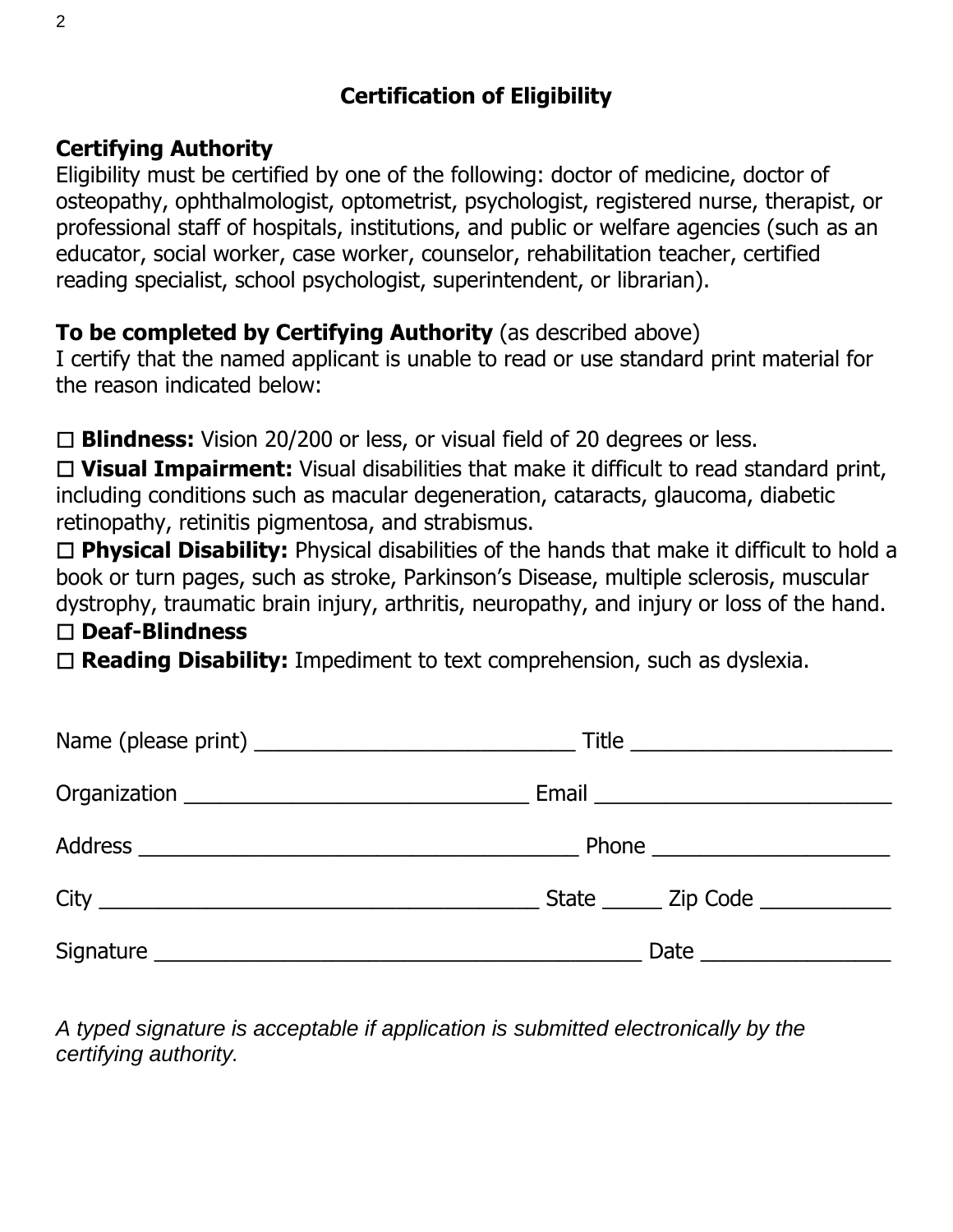## Certification of Eligibility

### Certifying Authority

Eligibility must be certified by one of the following: doctor of medicine, doctor of osteopathy, ophthalmologist, optometrist, psychologist, registered nurse, therapist, or professional staff of hospitals, institutions, and public or welfare agencies (such as an educator, social worker, case worker, counselor, rehabilitation teacher, certified reading specialist, school psychologist, superintendent, or librarian).

**To be completed by Certifying Authority** (as described above)
I certify that the named applicant is unable to read or use standard print material for the reason indicated below:

☐ **Blindness:** Vision 20/200 or less, or visual field of 20 degrees or less.
☐ **Visual Impairment:** Visual disabilities that make it difficult to read standard print, including conditions such as macular degeneration, cataracts, glaucoma, diabetic retinopathy, retinitis pigmentosa, and strabismus.
☐ **Physical Disability:** Physical disabilities of the hands that make it difficult to hold a book or turn pages, such as stroke, Parkinson's Disease, multiple sclerosis, muscular dystrophy, traumatic brain injury, arthritis, neuropathy, and injury or loss of the hand.
☐ **Deaf-Blindness**
☐ **Reading Disability:** Impediment to text comprehension, such as dyslexia.

Name (please print) ____________________________ Title ______________________

Organization ______________________________ Email __________________________

Address ______________________________________ Phone _____________________

City ______________________________________ State _____ Zip Code ___________

Signature ___________________________________________ Date ________________

*A typed signature is acceptable if application is submitted electronically by the certifying authority.*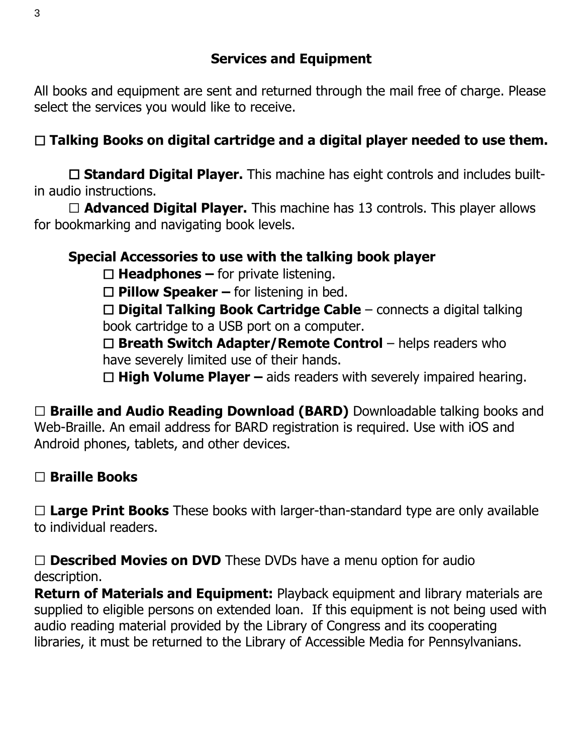## Services and Equipment

All books and equipment are sent and returned through the mail free of charge. Please select the services you would like to receive.

☐ **Talking Books on digital cartridge and a digital player needed to use them.**

☐ **Standard Digital Player.** This machine has eight controls and includes built-in audio instructions.

☐ **Advanced Digital Player.** This machine has 13 controls. This player allows for bookmarking and navigating book levels.

**Special Accessories to use with the talking book player**

☐ **Headphones –** for private listening.

☐ **Pillow Speaker –** for listening in bed.

☐ **Digital Talking Book Cartridge Cable** – connects a digital talking book cartridge to a USB port on a computer.

☐ **Breath Switch Adapter/Remote Control** – helps readers who have severely limited use of their hands.

☐ **High Volume Player –** aids readers with severely impaired hearing.

☐ **Braille and Audio Reading Download (BARD)** Downloadable talking books and Web-Braille. An email address for BARD registration is required. Use with iOS and Android phones, tablets, and other devices.

☐ **Braille Books**

☐ **Large Print Books** These books with larger-than-standard type are only available to individual readers.

☐ **Described Movies on DVD** These DVDs have a menu option for audio description.

**Return of Materials and Equipment:** Playback equipment and library materials are supplied to eligible persons on extended loan. If this equipment is not being used with audio reading material provided by the Library of Congress and its cooperating libraries, it must be returned to the Library of Accessible Media for Pennsylvanians.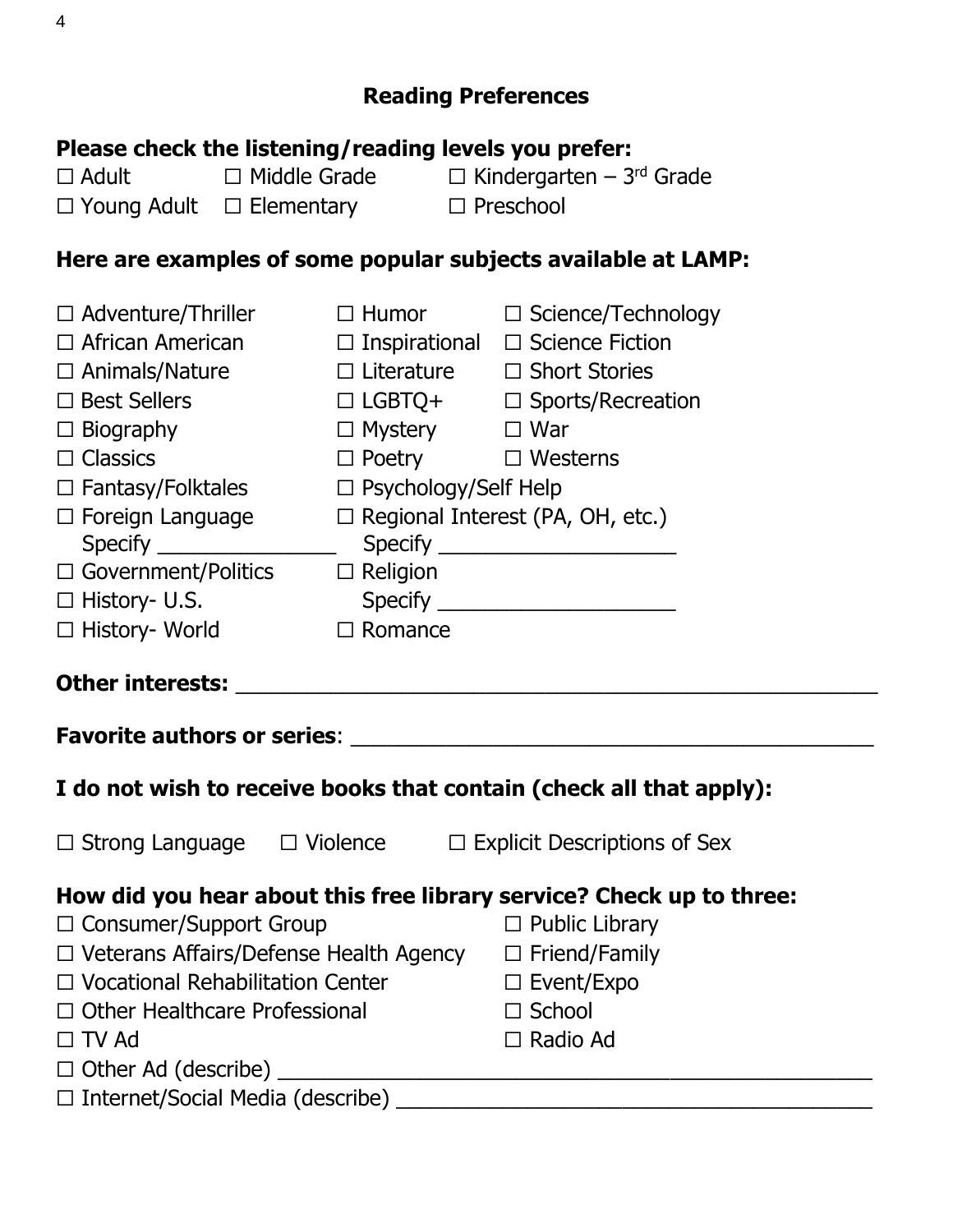## Reading Preferences

**Please check the listening/reading levels you prefer:**

☐ Adult ☐ Middle Grade ☐ Kindergarten – 3rd Grade
☐ Young Adult ☐ Elementary ☐ Preschool

**Here are examples of some popular subjects available at LAMP:**

☐ Adventure/Thriller
☐ African American
☐ Animals/Nature
☐ Best Sellers
☐ Biography
☐ Classics
☐ Fantasy/Folktales
☐ Foreign Language
Specify ________________
☐ Government/Politics
☐ History- U.S.
☐ History- World
☐ Humor
☐ Inspirational
☐ Literature
☐ LGBTQ+
☐ Mystery
☐ Poetry
☐ Psychology/Self Help
☐ Regional Interest (PA, OH, etc.)
Specify ____________________
☐ Religion
Specify ____________________
☐ Romance
☐ Science/Technology
☐ Science Fiction
☐ Short Stories
☐ Sports/Recreation
☐ War
☐ Westerns

**Other interests:** ________________________________________________________

**Favorite authors or series**: ____________________________________________

**I do not wish to receive books that contain (check all that apply):**

☐ Strong Language ☐ Violence ☐ Explicit Descriptions of Sex

**How did you hear about this free library service? Check up to three:**

☐ Consumer/Support Group
☐ Veterans Affairs/Defense Health Agency
☐ Vocational Rehabilitation Center
☐ Other Healthcare Professional
☐ TV Ad
☐ Public Library
☐ Friend/Family
☐ Event/Expo
☐ School
☐ Radio Ad
☐ Other Ad (describe) ______________________________________________________
☐ Internet/Social Media (describe) __________________________________________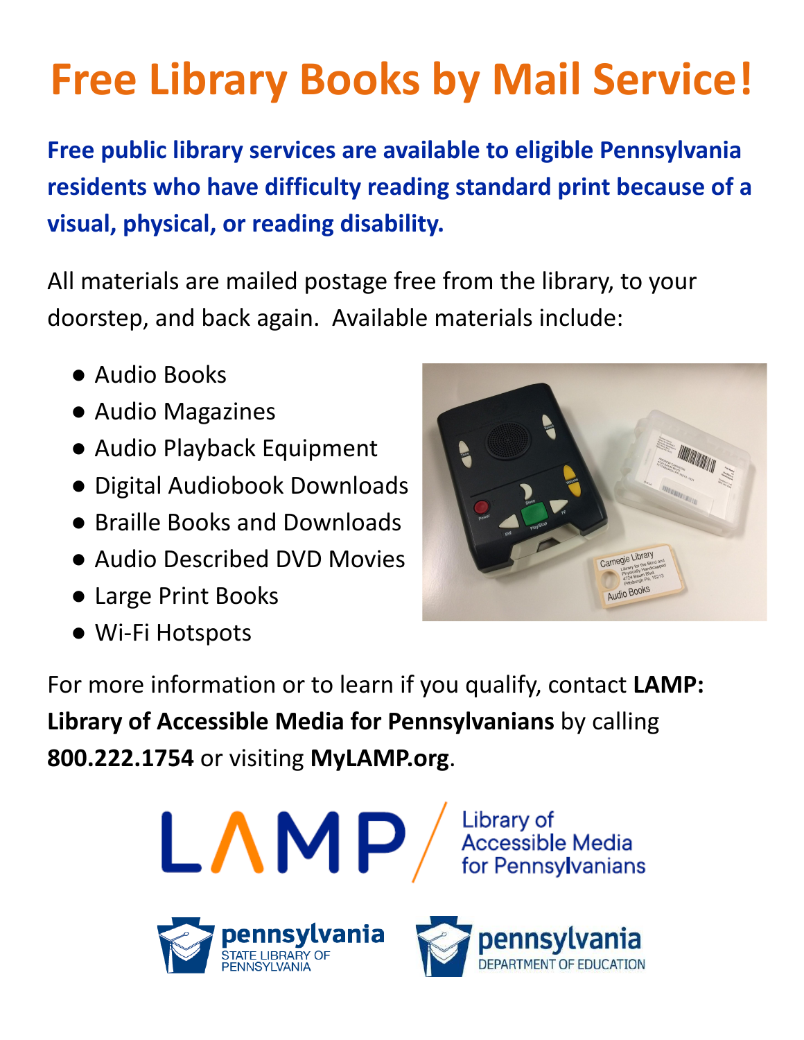# Free Library Books by Mail Service!

**Free public library services are available to eligible Pennsylvania residents who have difficulty reading standard print because of a visual, physical, or reading disability.**

All materials are mailed postage free from the library, to your doorstep, and back again. Available materials include:

- Audio Books
- Audio Magazines
- Audio Playback Equipment
- Digital Audiobook Downloads
- Braille Books and Downloads
- Audio Described DVD Movies
- Large Print Books
- Wi-Fi Hotspots

For more information or to learn if you qualify, contact **LAMP: Library of Accessible Media for Pennsylvanians** by calling **800.222.1754** or visiting **MyLAMP.org**.

LAMP / Library of Accessible Media for Pennsylvanians

pennsylvania STATE LIBRARY OF PENNSYLVANIA

pennsylvania DEPARTMENT OF EDUCATION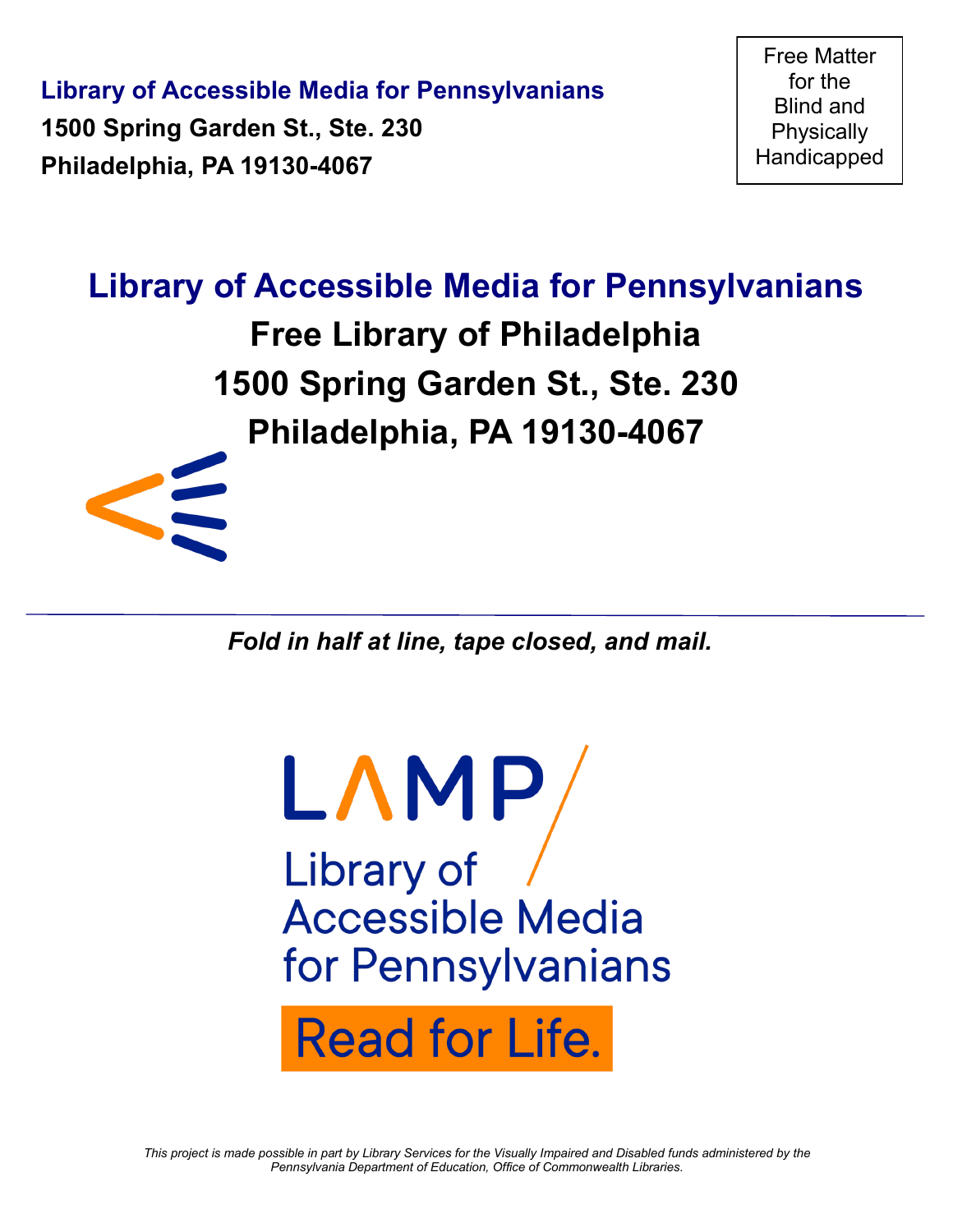**Library of Accessible Media for Pennsylvanians**
**1500 Spring Garden St., Ste. 230**
**Philadelphia, PA 19130-4067**

Free Matter for the Blind and Physically Handicapped

**Library of Accessible Media for Pennsylvanians**
**Free Library of Philadelphia**
**1500 Spring Garden St., Ste. 230**
**Philadelphia, PA 19130-4067**

***Fold in half at line, tape closed, and mail.***

LAMP

Library of Accessible Media for Pennsylvanians

Read for Life.

*This project is made possible in part by Library Services for the Visually Impaired and Disabled funds administered by the Pennsylvania Department of Education, Office of Commonwealth Libraries.*